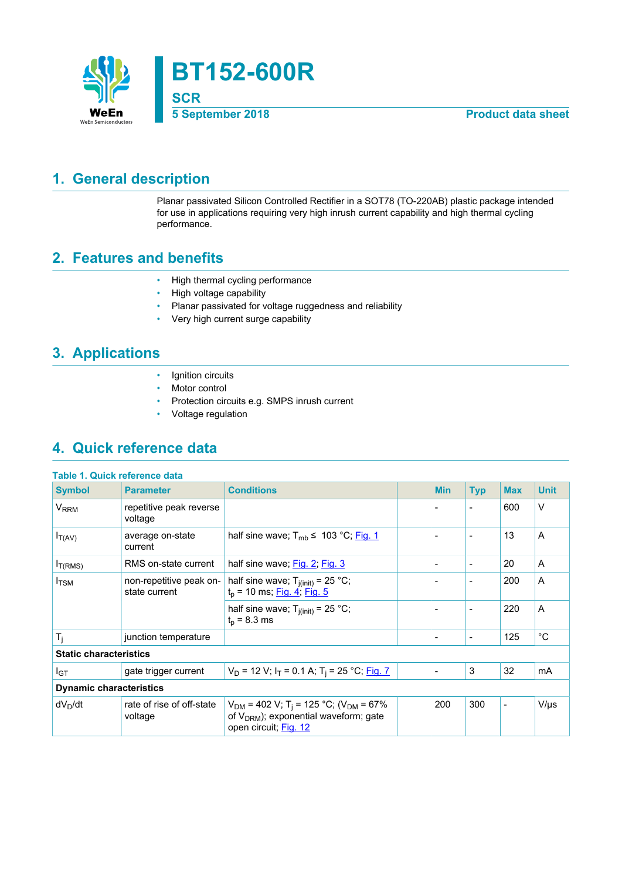# BT152-600R

## SCR

5 September 2018 — Product data sheet

## 1. General description

Planar passivated Silicon Controlled Rectifier in a SOT78 (TO-220AB) plastic package intended for use in applications requiring very high inrush current capability and high thermal cycling performance.

## 2. Features and benefits

- High thermal cycling performance
- High voltage capability
- Planar passivated for voltage ruggedness and reliability
- Very high current surge capability

## 3. Applications

- Ignition circuits
- Motor control
- Protection circuits e.g. SMPS inrush current
- Voltage regulation

## 4. Quick reference data

**Table 1. Quick reference data**

| Symbol | Parameter | Conditions | Min | Typ | Max | Unit |
|---|---|---|---|---|---|---|
| $V_{RRM}$ | repetitive peak reverse voltage | | - | - | 600 | V |
| $I_{T(AV)}$ | average on-state current | half sine wave; $T_{mb} \leq$ 103 °C; Fig. 1 | - | - | 13 | A |
| $I_{T(RMS)}$ | RMS on-state current | half sine wave; Fig. 2; Fig. 3 | - | - | 20 | A |
| $I_{TSM}$ | non-repetitive peak on-state current | half sine wave; $T_{j(init)}$ = 25 °C; $t_p$ = 10 ms; Fig. 4; Fig. 5 | - | - | 200 | A |
| | | half sine wave; $T_{j(init)}$ = 25 °C; $t_p$ = 8.3 ms | - | - | 220 | A |
| $T_j$ | junction temperature | | - | - | 125 | °C |
| **Static characteristics** | | | | | | |
| $I_{GT}$ | gate trigger current | $V_D$ = 12 V; $I_T$ = 0.1 A; $T_j$ = 25 °C; Fig. 7 | - | 3 | 32 | mA |
| **Dynamic characteristics** | | | | | | |
| $dV_D/dt$ | rate of rise of off-state voltage | $V_{DM}$ = 402 V; $T_j$ = 125 °C; ($V_{DM}$ = 67% of $V_{DRM}$); exponential waveform; gate open circuit; Fig. 12 | 200 | 300 | - | V/µs |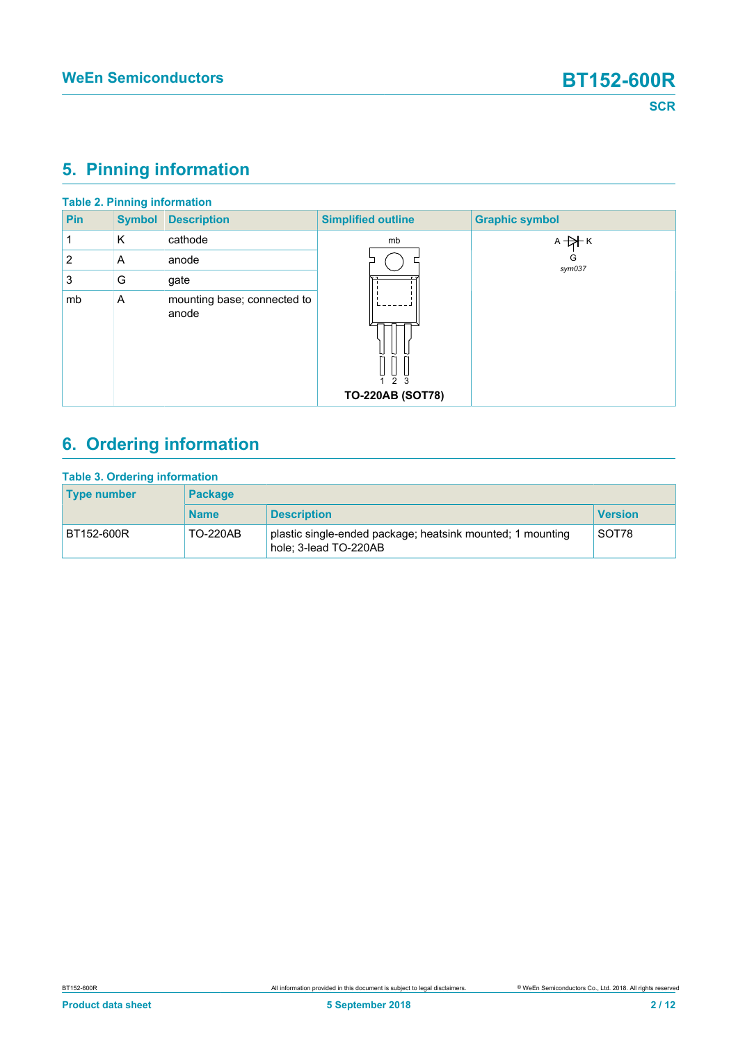## 5. Pinning information

**Table 2. Pinning information**

| Pin | Symbol | Description | Simplified outline | Graphic symbol |
|---|---|---|---|---|
| 1 | K | cathode | TO-220AB (SOT78) | sym037 |
| 2 | A | anode | | |
| 3 | G | gate | | |
| mb | A | mounting base; connected to anode | | |

## 6. Ordering information

**Table 3. Ordering information**

| Type number | Package | | |
|---|---|---|---|
| | Name | Description | Version |
| BT152-600R | TO-220AB | plastic single-ended package; heatsink mounted; 1 mounting hole; 3-lead TO-220AB | SOT78 |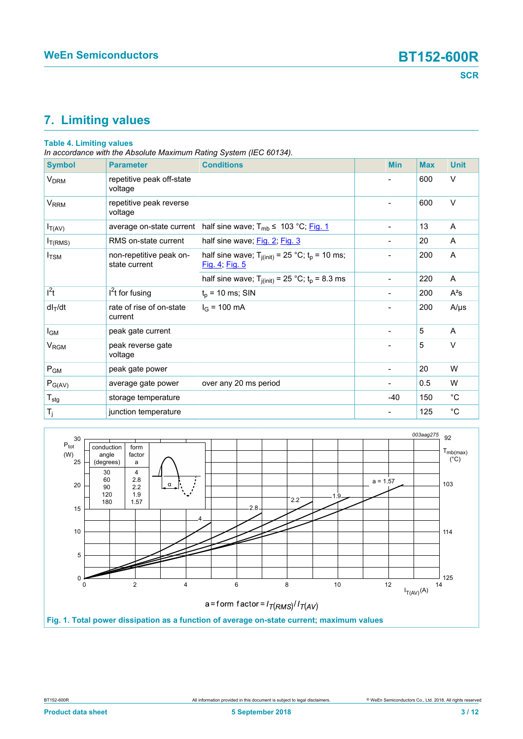## 7. Limiting values

**Table 4. Limiting values**

*In accordance with the Absolute Maximum Rating System (IEC 60134).*

| Symbol | Parameter | Conditions | Min | Max | Unit |
|---|---|---|---|---|---|
| $V_{DRM}$ | repetitive peak off-state voltage | | - | 600 | V |
| $V_{RRM}$ | repetitive peak reverse voltage | | - | 600 | V |
| $I_{T(AV)}$ | average on-state current | half sine wave; $T_{mb} \leq$ 103 °C; Fig. 1 | - | 13 | A |
| $I_{T(RMS)}$ | RMS on-state current | half sine wave; Fig. 2; Fig. 3 | - | 20 | A |
| $I_{TSM}$ | non-repetitive peak on-state current | half sine wave; $T_{j(init)}$ = 25 °C; $t_p$ = 10 ms; Fig. 4; Fig. 5 | - | 200 | A |
| | | half sine wave; $T_{j(init)}$ = 25 °C; $t_p$ = 8.3 ms | - | 220 | A |
| $I^2t$ | $I^2t$ for fusing | $t_p$ = 10 ms; SIN | - | 200 | A²s |
| $dI_T/dt$ | rate of rise of on-state current | $I_G$ = 100 mA | - | 200 | A/µs |
| $I_{GM}$ | peak gate current | | - | 5 | A |
| $V_{RGM}$ | peak reverse gate voltage | | - | 5 | V |
| $P_{GM}$ | peak gate power | | - | 20 | W |
| $P_{G(AV)}$ | average gate power | over any 20 ms period | - | 0.5 | W |
| $T_{stg}$ | storage temperature | | -40 | 150 | °C |
| $T_j$ | junction temperature | | - | 125 | °C |

$$a = \text{form factor} = I_{T(RMS)} / I_{T(AV)}$$

**Fig. 1. Total power dissipation as a function of average on-state current; maximum values**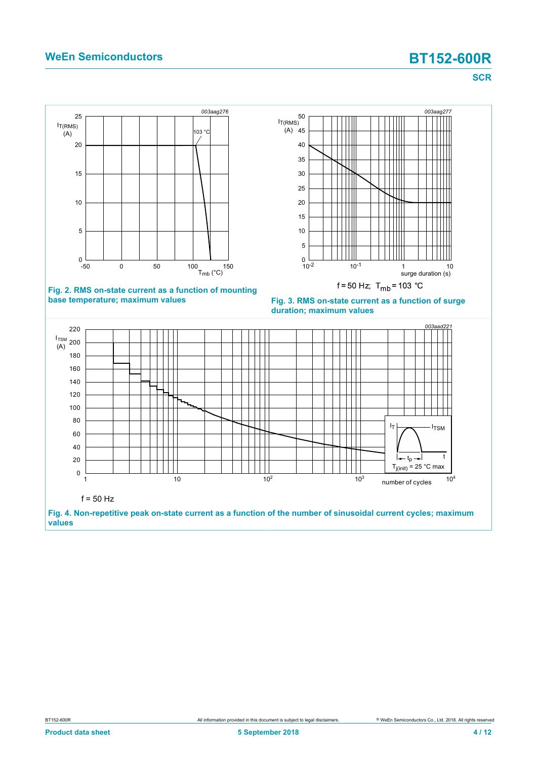Fig. 2. RMS on-state current as a function of mounting base temperature; maximum values

$f = 50$ Hz; $T_{mb} = 103$ °C

Fig. 3. RMS on-state current as a function of surge duration; maximum values

$f = 50$ Hz

Fig. 4. Non-repetitive peak on-state current as a function of the number of sinusoidal current cycles; maximum values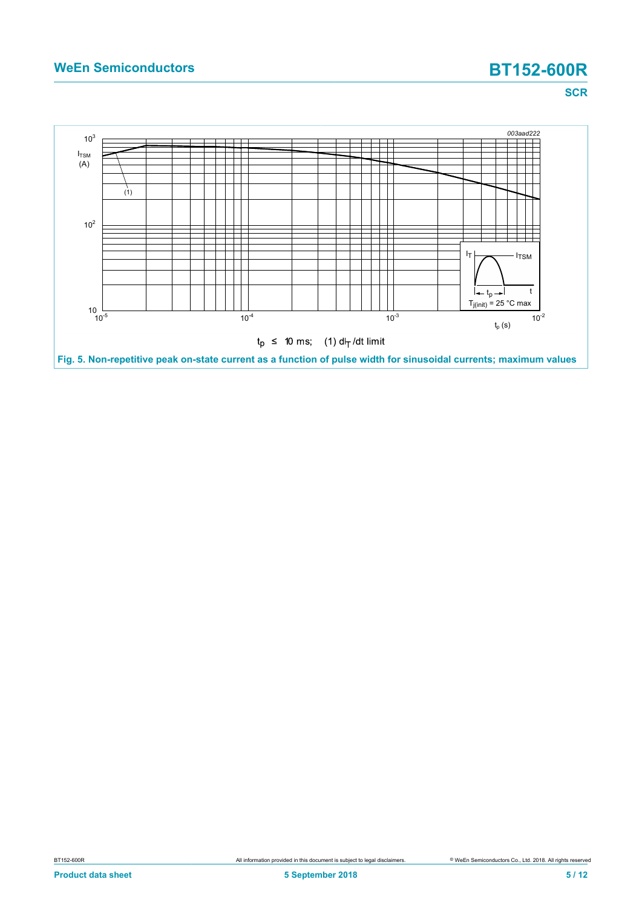$t_p \leq 10$ ms; (1) $dI_T/dt$ limit

**Fig. 5. Non-repetitive peak on-state current as a function of pulse width for sinusoidal currents; maximum values**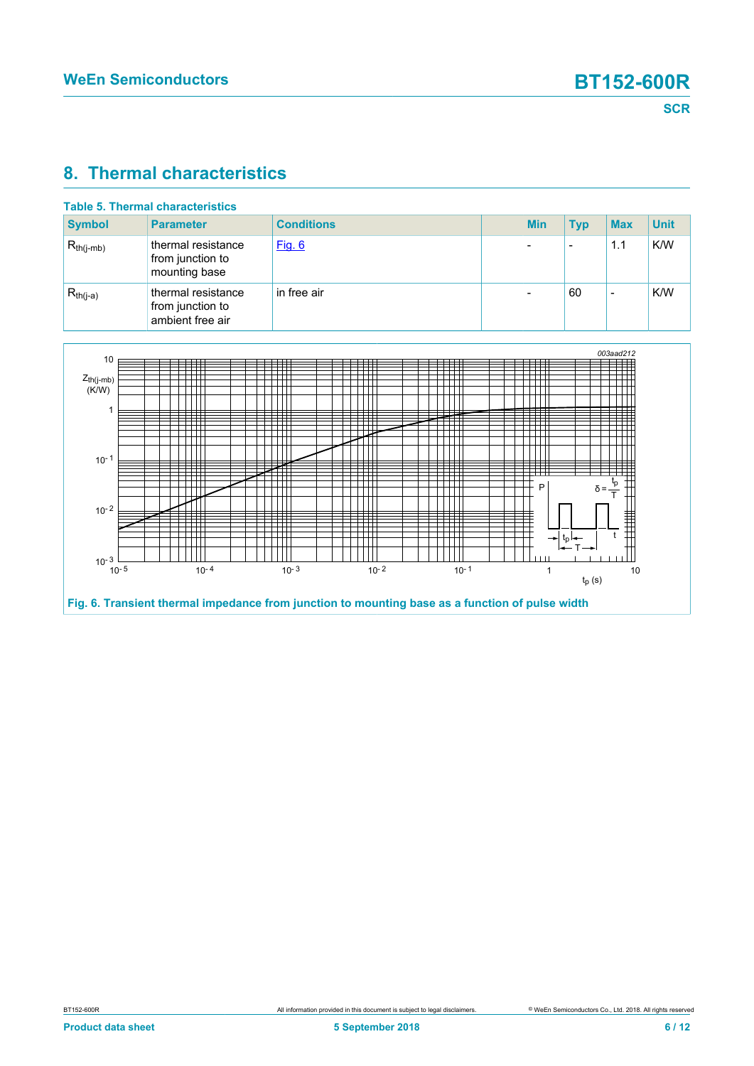## 8. Thermal characteristics

**Table 5. Thermal characteristics**

| Symbol | Parameter | Conditions | Min | Typ | Max | Unit |
|---|---|---|---|---|---|---|
| $R_{th(j-mb)}$ | thermal resistance from junction to mounting base | Fig. 6 | - | - | 1.1 | K/W |
| $R_{th(j-a)}$ | thermal resistance from junction to ambient free air | in free air | - | 60 | - | K/W |

Fig. 6. Transient thermal impedance from junction to mounting base as a function of pulse width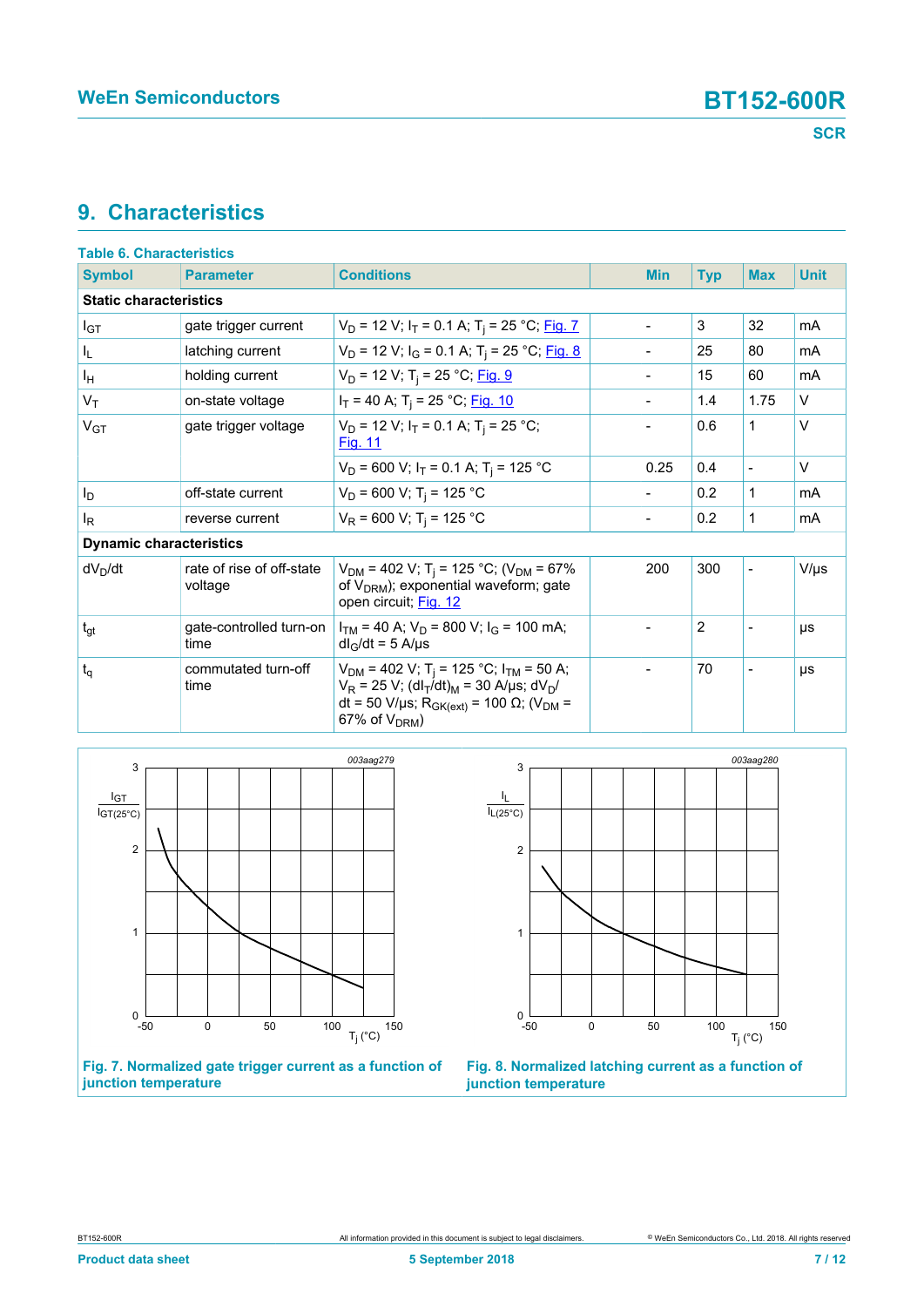## 9. Characteristics

**Table 6. Characteristics**

| Symbol | Parameter | Conditions | Min | Typ | Max | Unit |
|---|---|---|---|---|---|---|
| **Static characteristics** | | | | | | |
| $I_{GT}$ | gate trigger current | $V_D$ = 12 V; $I_T$ = 0.1 A; $T_j$ = 25 °C; Fig. 7 | - | 3 | 32 | mA |
| $I_L$ | latching current | $V_D$ = 12 V; $I_G$ = 0.1 A; $T_j$ = 25 °C; Fig. 8 | - | 25 | 80 | mA |
| $I_H$ | holding current | $V_D$ = 12 V; $T_j$ = 25 °C; Fig. 9 | - | 15 | 60 | mA |
| $V_T$ | on-state voltage | $I_T$ = 40 A; $T_j$ = 25 °C; Fig. 10 | - | 1.4 | 1.75 | V |
| $V_{GT}$ | gate trigger voltage | $V_D$ = 12 V; $I_T$ = 0.1 A; $T_j$ = 25 °C; Fig. 11 | - | 0.6 | 1 | V |
| | | $V_D$ = 600 V; $I_T$ = 0.1 A; $T_j$ = 125 °C | 0.25 | 0.4 | - | V |
| $I_D$ | off-state current | $V_D$ = 600 V; $T_j$ = 125 °C | - | 0.2 | 1 | mA |
| $I_R$ | reverse current | $V_R$ = 600 V; $T_j$ = 125 °C | - | 0.2 | 1 | mA |
| **Dynamic characteristics** | | | | | | |
| $dV_D/dt$ | rate of rise of off-state voltage | $V_{DM}$ = 402 V; $T_j$ = 125 °C; ($V_{DM}$ = 67% of $V_{DRM}$); exponential waveform; gate open circuit; Fig. 12 | 200 | 300 | - | V/µs |
| $t_{gt}$ | gate-controlled turn-on time | $I_{TM}$ = 40 A; $V_D$ = 800 V; $I_G$ = 100 mA; $dI_G/dt$ = 5 A/µs | - | 2 | - | µs |
| $t_q$ | commutated turn-off time | $V_{DM}$ = 402 V; $T_j$ = 125 °C; $I_{TM}$ = 50 A; $V_R$ = 25 V; $(dI_T/dt)_M$ = 30 A/µs; $dV_D/dt$ = 50 V/µs; $R_{GK(ext)}$ = 100 Ω; ($V_{DM}$ = 67% of $V_{DRM}$) | - | 70 | - | µs |

**Fig. 7. Normalized gate trigger current as a function of junction temperature**

**Fig. 8. Normalized latching current as a function of junction temperature**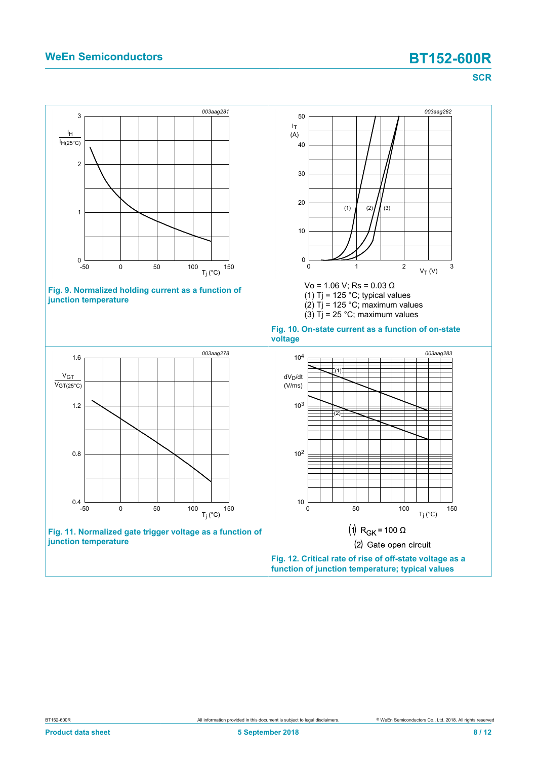Fig. 9. Normalized holding current as a function of junction temperature

$V_o$ = 1.06 V; $R_s$ = 0.03 Ω

(1) $T_j$ = 125 °C; typical values

(2) $T_j$ = 125 °C; maximum values

(3) $T_j$ = 25 °C; maximum values

Fig. 10. On-state current as a function of on-state voltage

Fig. 11. Normalized gate trigger voltage as a function of junction temperature

(1) $R_{GK}$ = 100 Ω

(2) Gate open circuit

Fig. 12. Critical rate of rise of off-state voltage as a function of junction temperature; typical values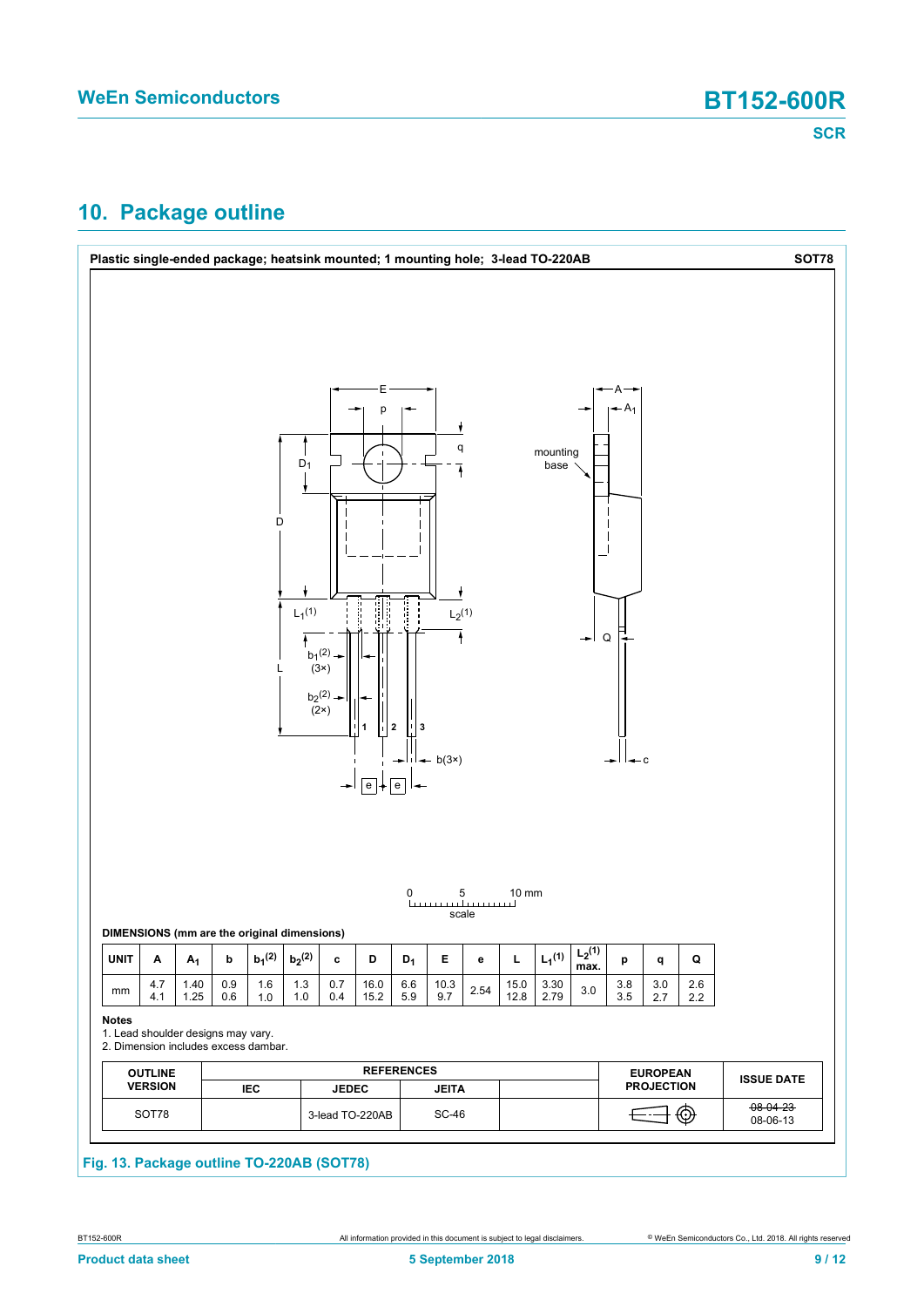## 10. Package outline

**Plastic single-ended package; heatsink mounted; 1 mounting hole; 3-lead TO-220AB** **SOT78**

**DIMENSIONS (mm are the original dimensions)**

| UNIT | A | $A_1$ | b | $b_1$(2) | $b_2$(2) | c | D | $D_1$ | E | e | L | $L_1$(1) | $L_2$(1) max. | p | q | Q |
|---|---|---|---|---|---|---|---|---|---|---|---|---|---|---|---|---|
| mm | 4.7<br>4.1 | 1.40<br>1.25 | 0.9<br>0.6 | 1.6<br>1.0 | 1.3<br>1.0 | 0.7<br>0.4 | 16.0<br>15.2 | 6.6<br>5.9 | 10.3<br>9.7 | 2.54 | 15.0<br>12.8 | 3.30<br>2.79 | 3.0 | 3.8<br>3.5 | 3.0<br>2.7 | 2.6<br>2.2 |

**Notes**

1. Lead shoulder designs may vary.
2. Dimension includes excess dambar.

| OUTLINE VERSION | REFERENCES | | | | EUROPEAN PROJECTION | ISSUE DATE |
|---|---|---|---|---|---|---|
| | IEC | JEDEC | JEITA | | | |
| SOT78 | | 3-lead TO-220AB | SC-46 | | | ~~08-04-23~~<br>08-06-13 |

**Fig. 13. Package outline TO-220AB (SOT78)**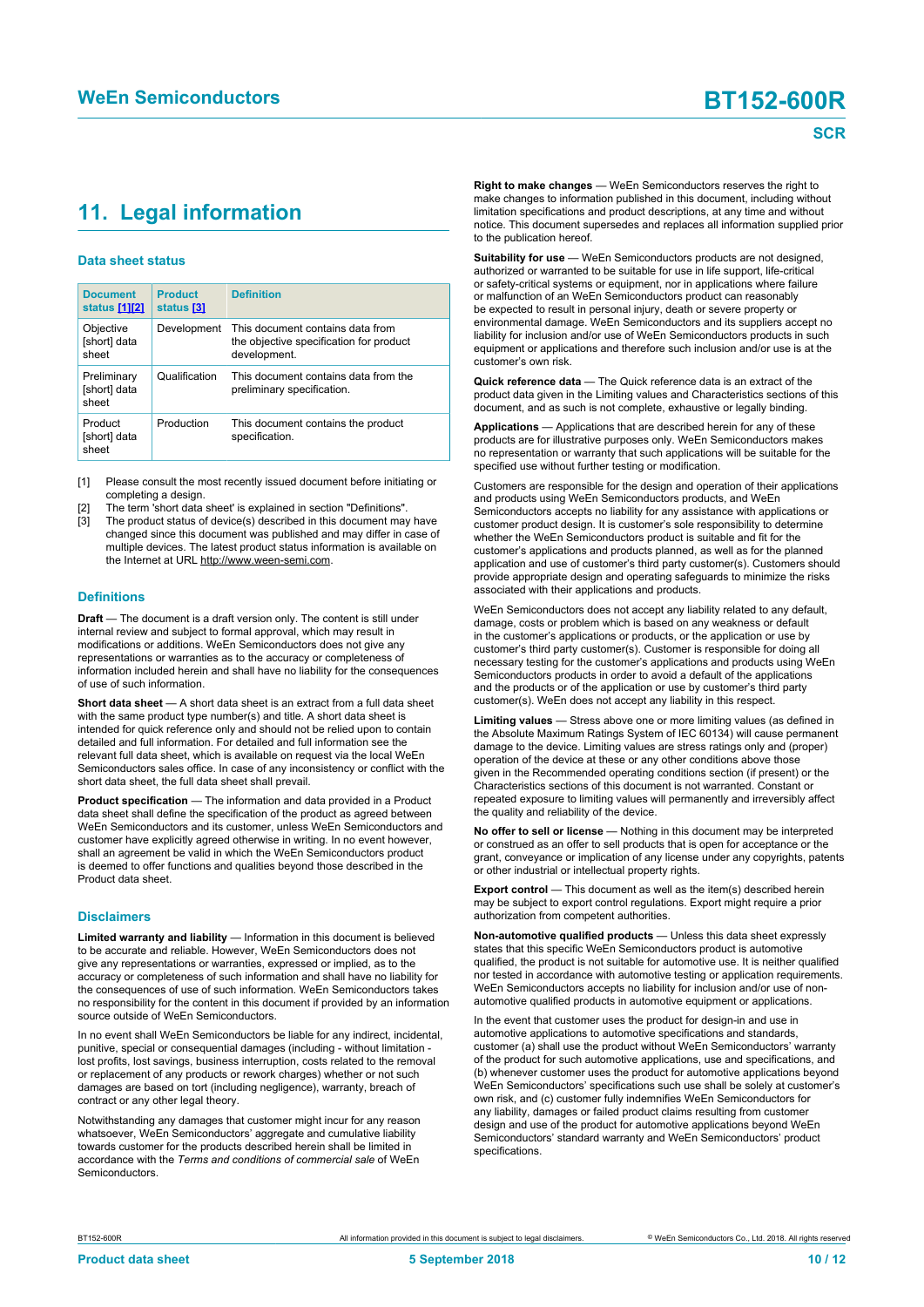## 11. Legal information

### Data sheet status

| Document status [1][2] | Product status [3] | Definition |
|---|---|---|
| Objective [short] data sheet | Development | This document contains data from the objective specification for product development. |
| Preliminary [short] data sheet | Qualification | This document contains data from the preliminary specification. |
| Product [short] data sheet | Production | This document contains the product specification. |

[1] Please consult the most recently issued document before initiating or completing a design.

[2] The term 'short data sheet' is explained in section "Definitions".

[3] The product status of device(s) described in this document may have changed since this document was published and may differ in case of multiple devices. The latest product status information is available on the Internet at URL http://www.ween-semi.com.

### Definitions

**Draft** — The document is a draft version only. The content is still under internal review and subject to formal approval, which may result in modifications or additions. WeEn Semiconductors does not give any representations or warranties as to the accuracy or completeness of information included herein and shall have no liability for the consequences of use of such information.

**Short data sheet** — A short data sheet is an extract from a full data sheet with the same product type number(s) and title. A short data sheet is intended for quick reference only and should not be relied upon to contain detailed and full information. For detailed and full information see the relevant full data sheet, which is available on request via the local WeEn Semiconductors sales office. In case of any inconsistency or conflict with the short data sheet, the full data sheet shall prevail.

**Product specification** — The information and data provided in a Product data sheet shall define the specification of the product as agreed between WeEn Semiconductors and its customer, unless WeEn Semiconductors and customer have explicitly agreed otherwise in writing. In no event however, shall an agreement be valid in which the WeEn Semiconductors product is deemed to offer functions and qualities beyond those described in the Product data sheet.

### Disclaimers

**Limited warranty and liability** — Information in this document is believed to be accurate and reliable. However, WeEn Semiconductors does not give any representations or warranties, expressed or implied, as to the accuracy or completeness of such information and shall have no liability for the consequences of use of such information. WeEn Semiconductors takes no responsibility for the content in this document if provided by an information source outside of WeEn Semiconductors.

In no event shall WeEn Semiconductors be liable for any indirect, incidental, punitive, special or consequential damages (including - without limitation - lost profits, lost savings, business interruption, costs related to the removal or replacement of any products or rework charges) whether or not such damages are based on tort (including negligence), warranty, breach of contract or any other legal theory.

Notwithstanding any damages that customer might incur for any reason whatsoever, WeEn Semiconductors' aggregate and cumulative liability towards customer for the products described herein shall be limited in accordance with the *Terms and conditions of commercial sale* of WeEn Semiconductors.

**Right to make changes** — WeEn Semiconductors reserves the right to make changes to information published in this document, including without limitation specifications and product descriptions, at any time and without notice. This document supersedes and replaces all information supplied prior to the publication hereof.

**Suitability for use** — WeEn Semiconductors products are not designed, authorized or warranted to be suitable for use in life support, life-critical or safety-critical systems or equipment, nor in applications where failure or malfunction of an WeEn Semiconductors product can reasonably be expected to result in personal injury, death or severe property or environmental damage. WeEn Semiconductors and its suppliers accept no liability for inclusion and/or use of WeEn Semiconductors products in such equipment or applications and therefore such inclusion and/or use is at the customer's own risk.

**Quick reference data** — The Quick reference data is an extract of the product data given in the Limiting values and Characteristics sections of this document, and as such is not complete, exhaustive or legally binding.

**Applications** — Applications that are described herein for any of these products are for illustrative purposes only. WeEn Semiconductors makes no representation or warranty that such applications will be suitable for the specified use without further testing or modification.

Customers are responsible for the design and operation of their applications and products using WeEn Semiconductors products, and WeEn Semiconductors accepts no liability for any assistance with applications or customer product design. It is customer's sole responsibility to determine whether the WeEn Semiconductors product is suitable and fit for the customer's applications and products planned, as well as for the planned application and use of customer's third party customer(s). Customers should provide appropriate design and operating safeguards to minimize the risks associated with their applications and products.

WeEn Semiconductors does not accept any liability related to any default, damage, costs or problem which is based on any weakness or default in the customer's applications or products, or the application or use by customer's third party customer(s). Customer is responsible for doing all necessary testing for the customer's applications and products using WeEn Semiconductors products in order to avoid a default of the applications and the products or of the application or use by customer's third party customer(s). WeEn does not accept any liability in this respect.

**Limiting values** — Stress above one or more limiting values (as defined in the Absolute Maximum Ratings System of IEC 60134) will cause permanent damage to the device. Limiting values are stress ratings only and (proper) operation of the device at these or any other conditions above those given in the Recommended operating conditions section (if present) or the Characteristics sections of this document is not warranted. Constant or repeated exposure to limiting values will permanently and irreversibly affect the quality and reliability of the device.

**No offer to sell or license** — Nothing in this document may be interpreted or construed as an offer to sell products that is open for acceptance or the grant, conveyance or implication of any license under any copyrights, patents or other industrial or intellectual property rights.

**Export control** — This document as well as the item(s) described herein may be subject to export control regulations. Export might require a prior authorization from competent authorities.

**Non-automotive qualified products** — Unless this data sheet expressly states that this specific WeEn Semiconductors product is automotive qualified, the product is not suitable for automotive use. It is neither qualified nor tested in accordance with automotive testing or application requirements. WeEn Semiconductors accepts no liability for inclusion and/or use of non-automotive qualified products in automotive equipment or applications.

In the event that customer uses the product for design-in and use in automotive applications to automotive specifications and standards, customer (a) shall use the product without WeEn Semiconductors' warranty of the product for such automotive applications, use and specifications, and (b) whenever customer uses the product for automotive applications beyond WeEn Semiconductors' specifications such use shall be solely at customer's own risk, and (c) customer fully indemnifies WeEn Semiconductors for any liability, damages or failed product claims resulting from customer design and use of the product for automotive applications beyond WeEn Semiconductors' standard warranty and WeEn Semiconductors' product specifications.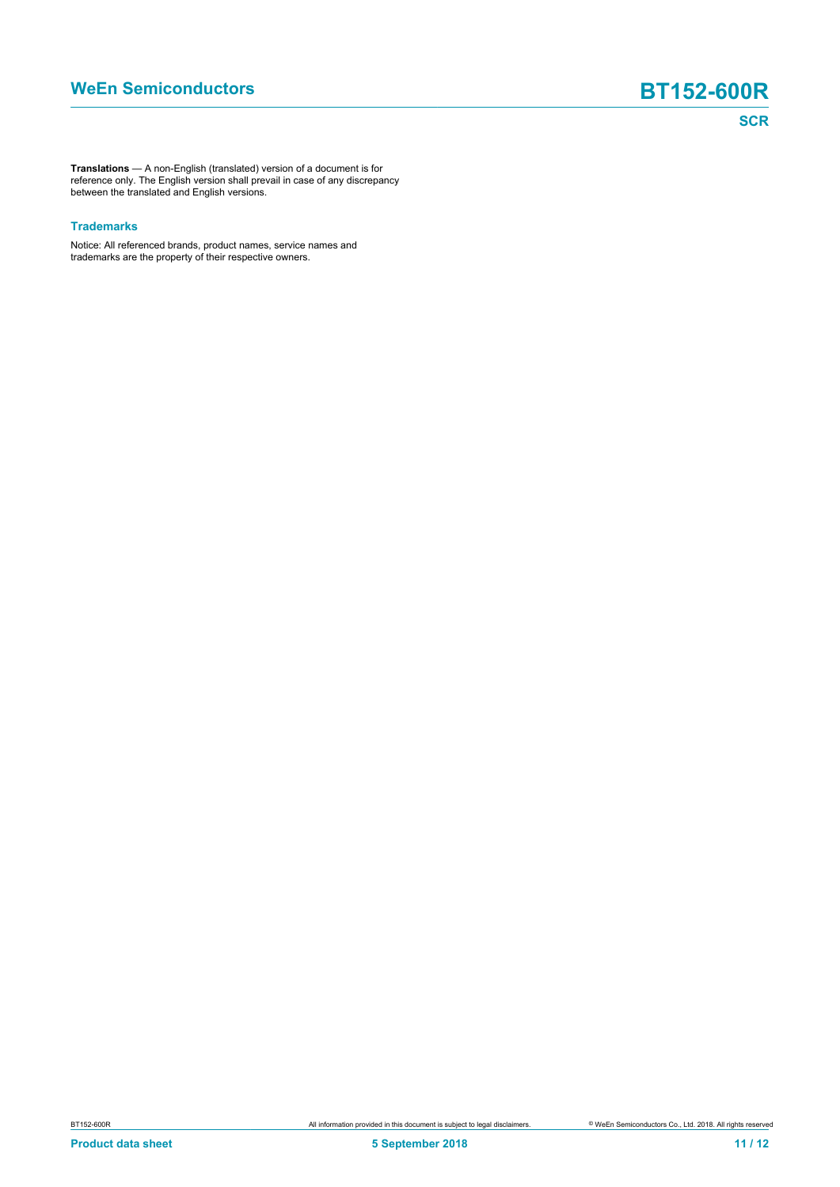**Translations** — A non-English (translated) version of a document is for reference only. The English version shall prevail in case of any discrepancy between the translated and English versions.

### Trademarks

Notice: All referenced brands, product names, service names and trademarks are the property of their respective owners.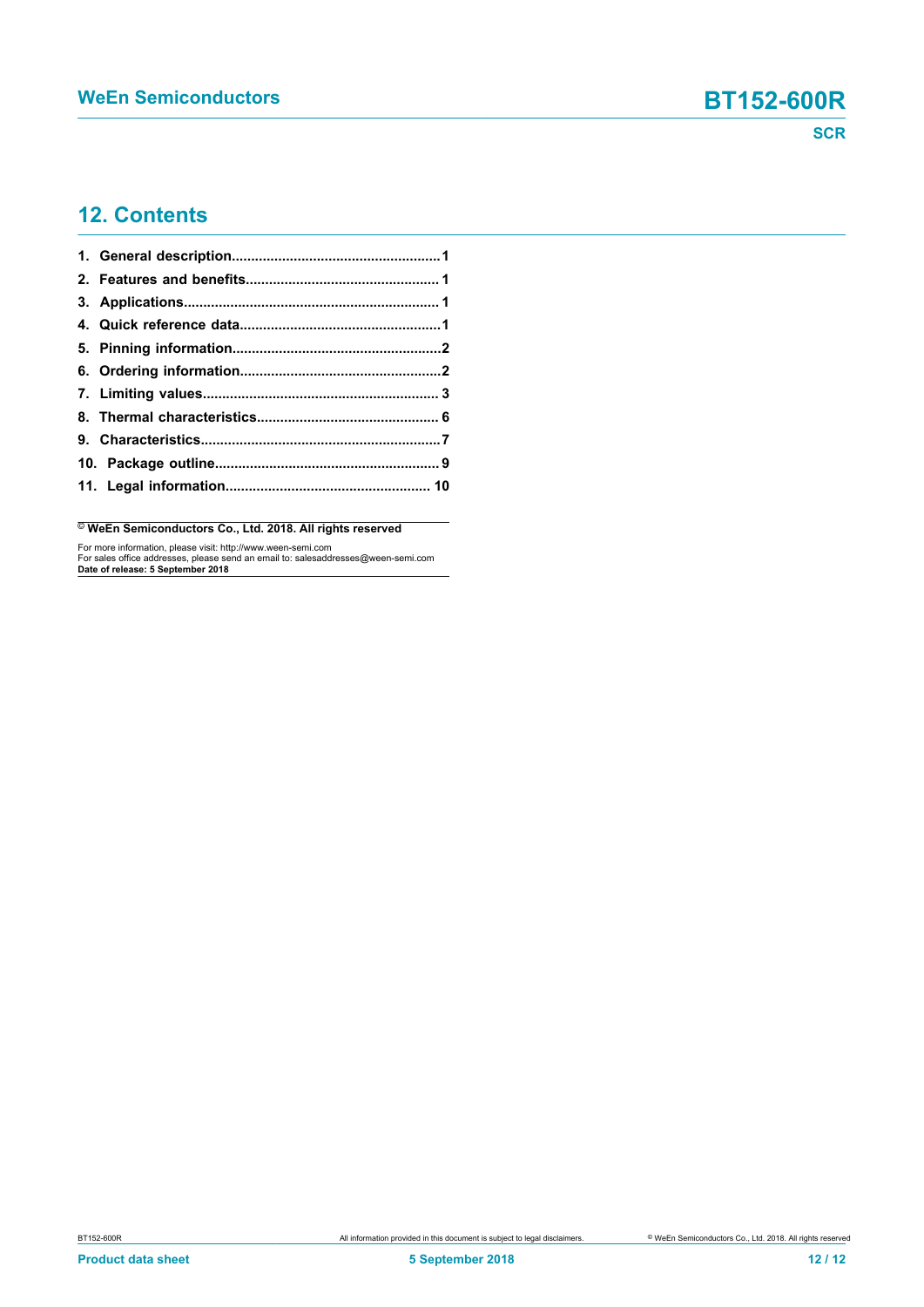## 12. Contents

**1. General description .......................................................1**
**2. Features and benefits ................................................... 1**
**3. Applications ................................................................... 1**
**4. Quick reference data .....................................................1**
**5. Pinning information .......................................................2**
**6. Ordering information .....................................................2**
**7. Limiting values .............................................................. 3**
**8. Thermal characteristics ................................................ 6**
**9. Characteristics ...............................................................7**
**10. Package outline ........................................................... 9**
**11. Legal information ...................................................... 10**

**© WeEn Semiconductors Co., Ltd. 2018. All rights reserved**

For more information, please visit: http://www.ween-semi.com
For sales office addresses, please send an email to: salesaddresses@ween-semi.com
**Date of release: 5 September 2018**